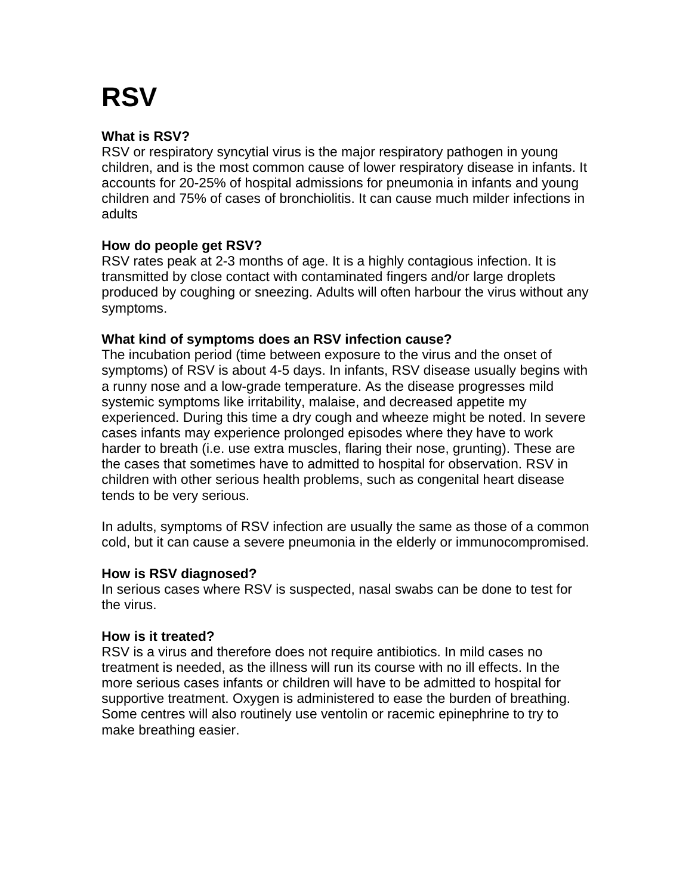# RSV

**What is RSV?**
RSV or respiratory syncytial virus is the major respiratory pathogen in young children, and is the most common cause of lower respiratory disease in infants. It accounts for 20-25% of hospital admissions for pneumonia in infants and young children and 75% of cases of bronchiolitis. It can cause much milder infections in adults

**How do people get RSV?**
RSV rates peak at 2-3 months of age. It is a highly contagious infection. It is transmitted by close contact with contaminated fingers and/or large droplets produced by coughing or sneezing. Adults will often harbour the virus without any symptoms.

**What kind of symptoms does an RSV infection cause?**
The incubation period (time between exposure to the virus and the onset of symptoms) of RSV is about 4-5 days. In infants, RSV disease usually begins with a runny nose and a low-grade temperature. As the disease progresses mild systemic symptoms like irritability, malaise, and decreased appetite my experienced. During this time a dry cough and wheeze might be noted. In severe cases infants may experience prolonged episodes where they have to work harder to breath (i.e. use extra muscles, flaring their nose, grunting). These are the cases that sometimes have to admitted to hospital for observation. RSV in children with other serious health problems, such as congenital heart disease tends to be very serious.

In adults, symptoms of RSV infection are usually the same as those of a common cold, but it can cause a severe pneumonia in the elderly or immunocompromised.

**How is RSV diagnosed?**
In serious cases where RSV is suspected, nasal swabs can be done to test for the virus.

**How is it treated?**
RSV is a virus and therefore does not require antibiotics. In mild cases no treatment is needed, as the illness will run its course with no ill effects. In the more serious cases infants or children will have to be admitted to hospital for supportive treatment. Oxygen is administered to ease the burden of breathing. Some centres will also routinely use ventolin or racemic epinephrine to try to make breathing easier.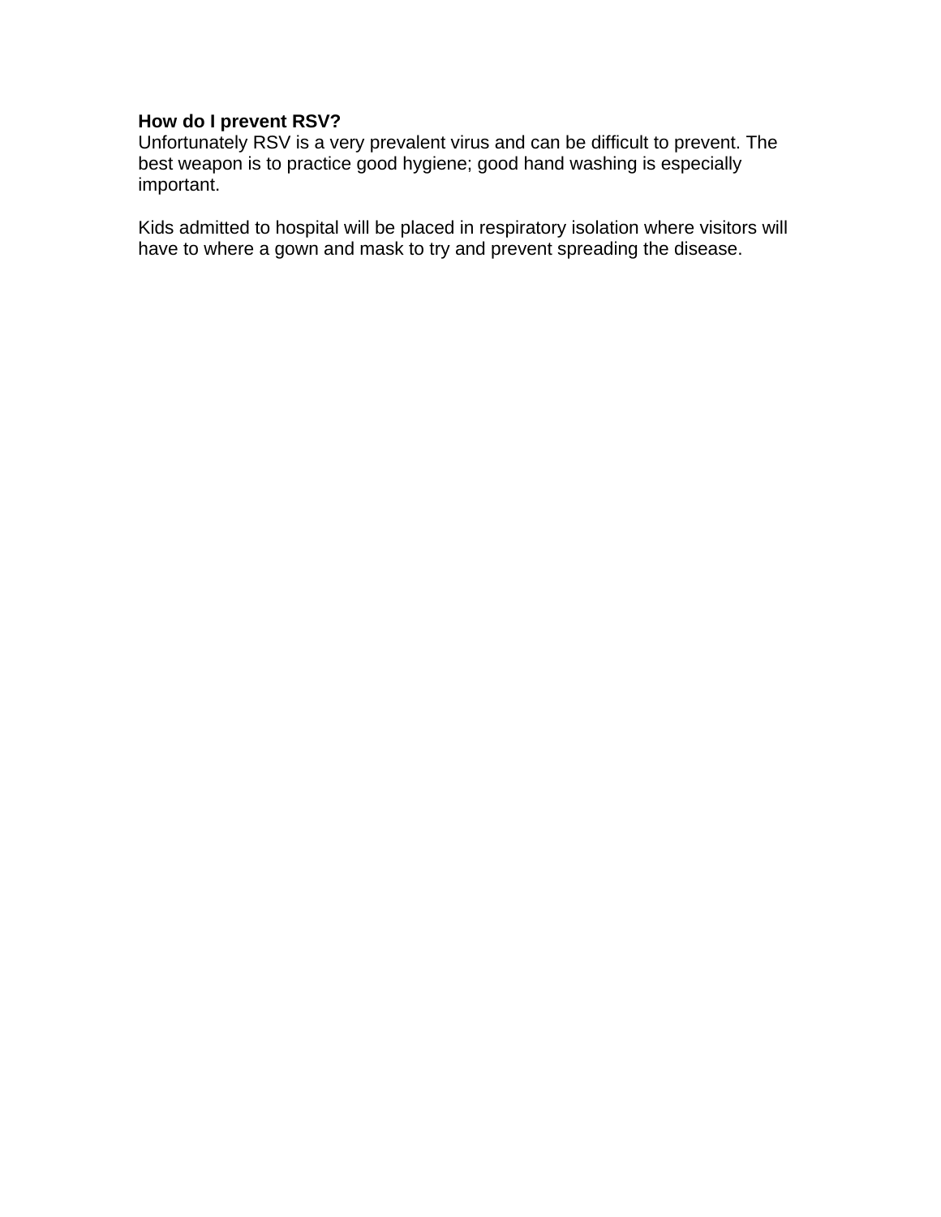**How do I prevent RSV?**
Unfortunately RSV is a very prevalent virus and can be difficult to prevent. The best weapon is to practice good hygiene; good hand washing is especially important.

Kids admitted to hospital will be placed in respiratory isolation where visitors will have to where a gown and mask to try and prevent spreading the disease.